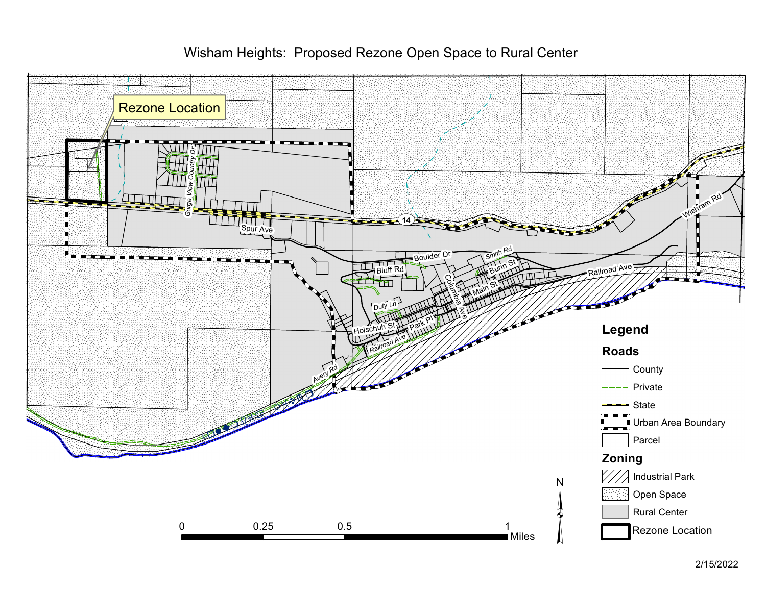# Wisham Heights: Proposed Rezone Open Space to Rural Center

Rezone Location

Gorge View Country Dr
Spur Ave
14
Boulder Dr
Smith Rd
Bluff Rd
Bunn St
Columbia Ave
Main St
Duty Ln
Holschuh St
Park Pl
Railroad Ave
Avery Rd
Railroad Ave
Wishram Rd

## Legend

### Roads

County

Private

State

Urban Area Boundary

Parcel

### Zoning

Industrial Park

Open Space

Rural Center

Rezone Location

0 0.25 0.5 1 Miles

N

2/15/2022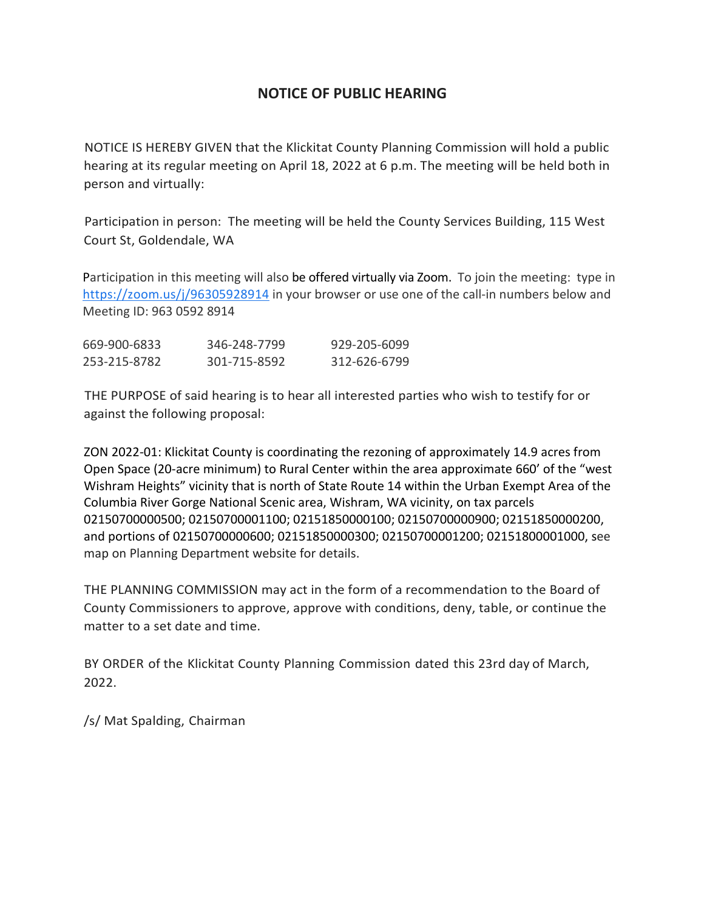# NOTICE OF PUBLIC HEARING

NOTICE IS HEREBY GIVEN that the Klickitat County Planning Commission will hold a public hearing at its regular meeting on April 18, 2022 at 6 p.m. The meeting will be held both in person and virtually:

Participation in person: The meeting will be held the County Services Building, 115 West Court St, Goldendale, WA

Participation in this meeting will also be offered virtually via Zoom. To join the meeting: type in https://zoom.us/j/96305928914 in your browser or use one of the call-in numbers below and Meeting ID: 963 0592 8914

| | | |
|---|---|---|
| 669-900-6833 | 346-248-7799 | 929-205-6099 |
| 253-215-8782 | 301-715-8592 | 312-626-6799 |

THE PURPOSE of said hearing is to hear all interested parties who wish to testify for or against the following proposal:

ZON 2022-01: Klickitat County is coordinating the rezoning of approximately 14.9 acres from Open Space (20-acre minimum) to Rural Center within the area approximate 660' of the "west Wishram Heights" vicinity that is north of State Route 14 within the Urban Exempt Area of the Columbia River Gorge National Scenic area, Wishram, WA vicinity, on tax parcels 02150700000500; 02150700001100; 02151850000100; 02150700000900; 02151850000200, and portions of 02150700000600; 02151850000300; 02150700001200; 02151800001000, see map on Planning Department website for details.

THE PLANNING COMMISSION may act in the form of a recommendation to the Board of County Commissioners to approve, approve with conditions, deny, table, or continue the matter to a set date and time.

BY ORDER of the Klickitat County Planning Commission dated this 23rd day of March, 2022.

/s/ Mat Spalding, Chairman